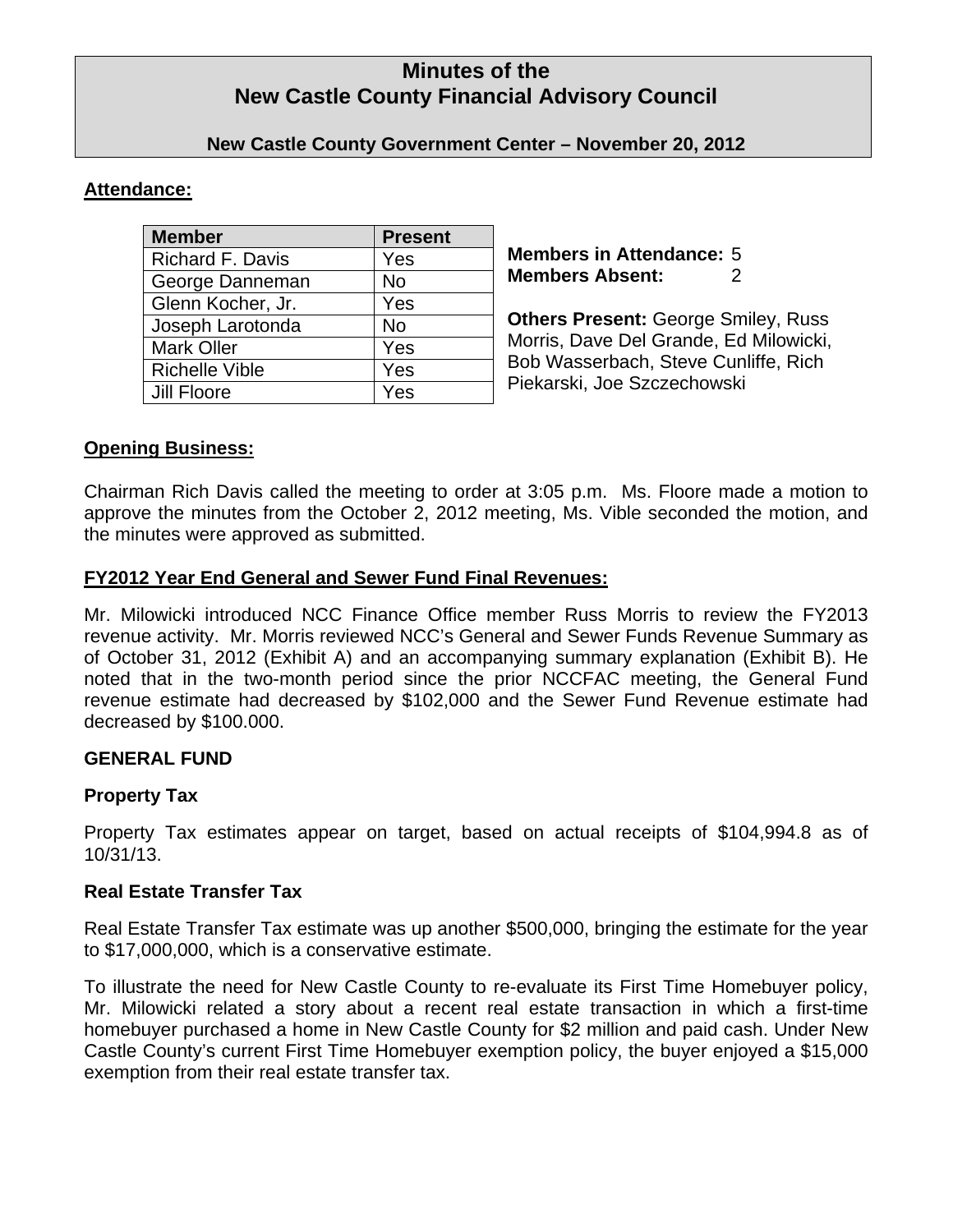# Minutes of the
# New Castle County Financial Advisory Council

**New Castle County Government Center – November 20, 2012**

**Attendance:**

| Member | Present |
|---|---|
| Richard F. Davis | Yes |
| George Danneman | No |
| Glenn Kocher, Jr. | Yes |
| Joseph Larotonda | No |
| Mark Oller | Yes |
| Richelle Vible | Yes |
| Jill Floore | Yes |

**Members in Attendance:** 5
**Members Absent:** 2

**Others Present:** George Smiley, Russ Morris, Dave Del Grande, Ed Milowicki, Bob Wasserbach, Steve Cunliffe, Rich Piekarski, Joe Szczechowski

**Opening Business:**

Chairman Rich Davis called the meeting to order at 3:05 p.m. Ms. Floore made a motion to approve the minutes from the October 2, 2012 meeting, Ms. Vible seconded the motion, and the minutes were approved as submitted.

**FY2012 Year End General and Sewer Fund Final Revenues:**

Mr. Milowicki introduced NCC Finance Office member Russ Morris to review the FY2013 revenue activity. Mr. Morris reviewed NCC's General and Sewer Funds Revenue Summary as of October 31, 2012 (Exhibit A) and an accompanying summary explanation (Exhibit B). He noted that in the two-month period since the prior NCCFAC meeting, the General Fund revenue estimate had decreased by $102,000 and the Sewer Fund Revenue estimate had decreased by $100.000.

**GENERAL FUND**

**Property Tax**

Property Tax estimates appear on target, based on actual receipts of $104,994.8 as of 10/31/13.

**Real Estate Transfer Tax**

Real Estate Transfer Tax estimate was up another $500,000, bringing the estimate for the year to $17,000,000, which is a conservative estimate.

To illustrate the need for New Castle County to re-evaluate its First Time Homebuyer policy, Mr. Milowicki related a story about a recent real estate transaction in which a first-time homebuyer purchased a home in New Castle County for $2 million and paid cash. Under New Castle County's current First Time Homebuyer exemption policy, the buyer enjoyed a $15,000 exemption from their real estate transfer tax.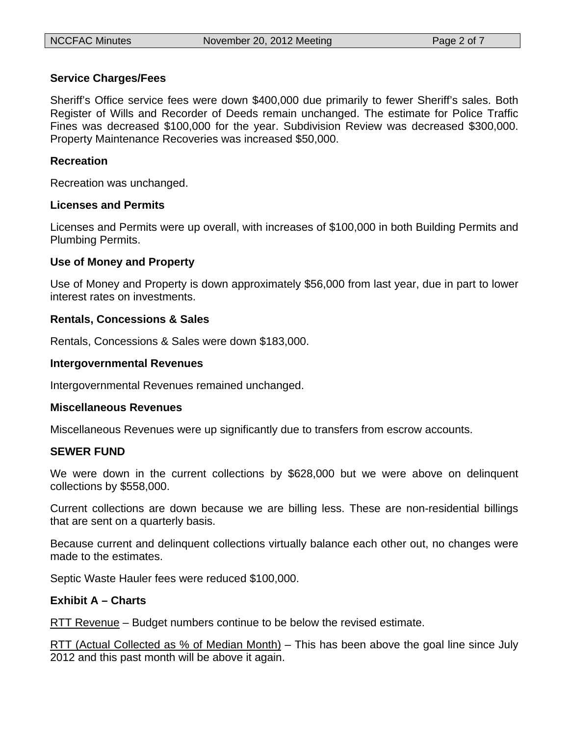### Service Charges/Fees

Sheriff's Office service fees were down $400,000 due primarily to fewer Sheriff's sales. Both Register of Wills and Recorder of Deeds remain unchanged. The estimate for Police Traffic Fines was decreased $100,000 for the year. Subdivision Review was decreased $300,000. Property Maintenance Recoveries was increased $50,000.

### Recreation

Recreation was unchanged.

### Licenses and Permits

Licenses and Permits were up overall, with increases of $100,000 in both Building Permits and Plumbing Permits.

### Use of Money and Property

Use of Money and Property is down approximately $56,000 from last year, due in part to lower interest rates on investments.

### Rentals, Concessions & Sales

Rentals, Concessions & Sales were down $183,000.

### Intergovernmental Revenues

Intergovernmental Revenues remained unchanged.

### Miscellaneous Revenues

Miscellaneous Revenues were up significantly due to transfers from escrow accounts.

### SEWER FUND

We were down in the current collections by $628,000 but we were above on delinquent collections by $558,000.

Current collections are down because we are billing less. These are non-residential billings that are sent on a quarterly basis.

Because current and delinquent collections virtually balance each other out, no changes were made to the estimates.

Septic Waste Hauler fees were reduced $100,000.

### Exhibit A – Charts

RTT Revenue – Budget numbers continue to be below the revised estimate.

RTT (Actual Collected as % of Median Month) – This has been above the goal line since July 2012 and this past month will be above it again.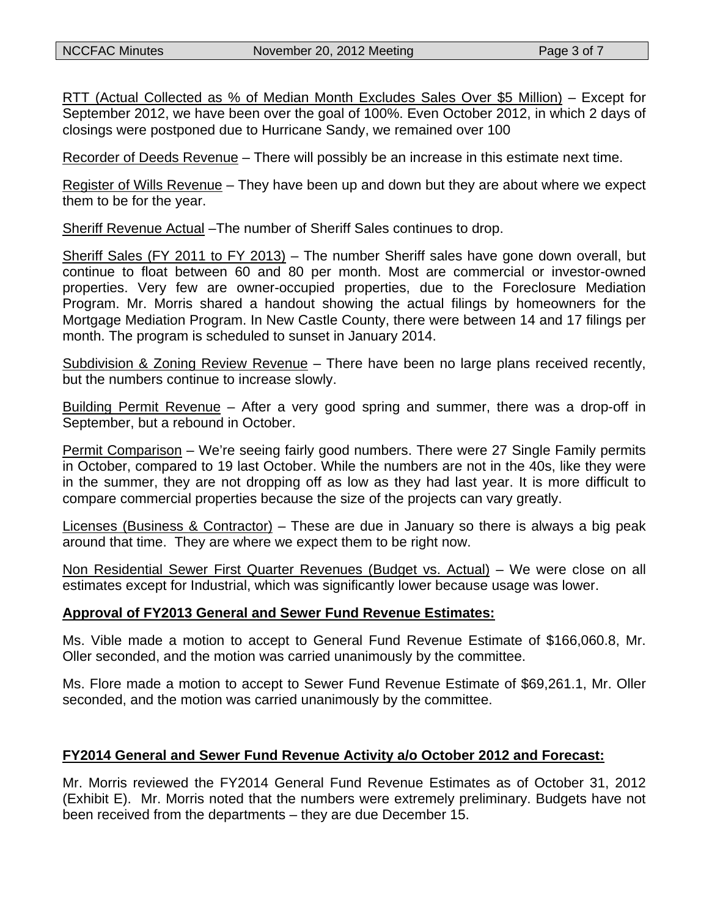RTT (Actual Collected as % of Median Month Excludes Sales Over $5 Million) – Except for September 2012, we have been over the goal of 100%. Even October 2012, in which 2 days of closings were postponed due to Hurricane Sandy, we remained over 100

Recorder of Deeds Revenue – There will possibly be an increase in this estimate next time.

Register of Wills Revenue – They have been up and down but they are about where we expect them to be for the year.

Sheriff Revenue Actual –The number of Sheriff Sales continues to drop.

Sheriff Sales (FY 2011 to FY 2013) – The number Sheriff sales have gone down overall, but continue to float between 60 and 80 per month. Most are commercial or investor-owned properties. Very few are owner-occupied properties, due to the Foreclosure Mediation Program. Mr. Morris shared a handout showing the actual filings by homeowners for the Mortgage Mediation Program. In New Castle County, there were between 14 and 17 filings per month. The program is scheduled to sunset in January 2014.

Subdivision & Zoning Review Revenue – There have been no large plans received recently, but the numbers continue to increase slowly.

Building Permit Revenue – After a very good spring and summer, there was a drop-off in September, but a rebound in October.

Permit Comparison – We're seeing fairly good numbers. There were 27 Single Family permits in October, compared to 19 last October. While the numbers are not in the 40s, like they were in the summer, they are not dropping off as low as they had last year. It is more difficult to compare commercial properties because the size of the projects can vary greatly.

Licenses (Business & Contractor) – These are due in January so there is always a big peak around that time. They are where we expect them to be right now.

Non Residential Sewer First Quarter Revenues (Budget vs. Actual) – We were close on all estimates except for Industrial, which was significantly lower because usage was lower.

**Approval of FY2013 General and Sewer Fund Revenue Estimates:**

Ms. Vible made a motion to accept to General Fund Revenue Estimate of $166,060.8, Mr. Oller seconded, and the motion was carried unanimously by the committee.

Ms. Flore made a motion to accept to Sewer Fund Revenue Estimate of $69,261.1, Mr. Oller seconded, and the motion was carried unanimously by the committee.

**FY2014 General and Sewer Fund Revenue Activity a/o October 2012 and Forecast:**

Mr. Morris reviewed the FY2014 General Fund Revenue Estimates as of October 31, 2012 (Exhibit E). Mr. Morris noted that the numbers were extremely preliminary. Budgets have not been received from the departments – they are due December 15.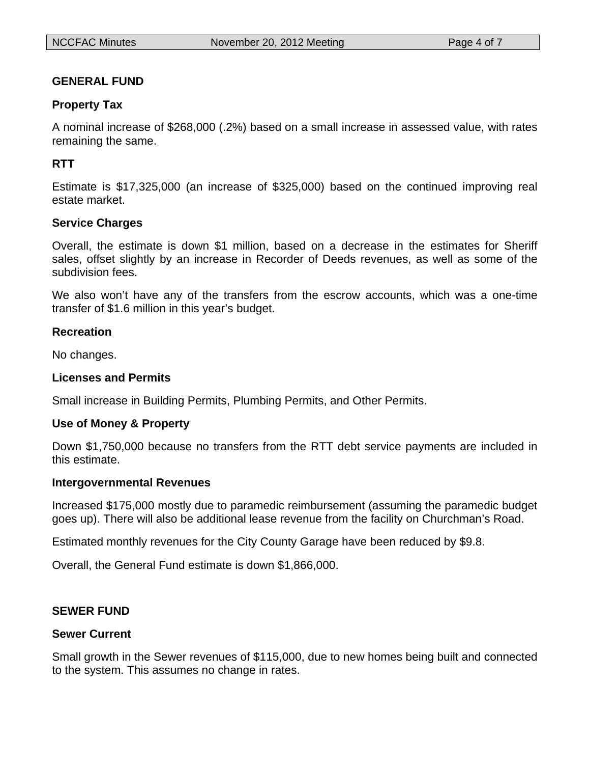## GENERAL FUND

### Property Tax

A nominal increase of $268,000 (.2%) based on a small increase in assessed value, with rates remaining the same.

### RTT

Estimate is $17,325,000 (an increase of $325,000) based on the continued improving real estate market.

### Service Charges

Overall, the estimate is down $1 million, based on a decrease in the estimates for Sheriff sales, offset slightly by an increase in Recorder of Deeds revenues, as well as some of the subdivision fees.

We also won't have any of the transfers from the escrow accounts, which was a one-time transfer of $1.6 million in this year's budget.

### Recreation

No changes.

### Licenses and Permits

Small increase in Building Permits, Plumbing Permits, and Other Permits.

### Use of Money & Property

Down $1,750,000 because no transfers from the RTT debt service payments are included in this estimate.

### Intergovernmental Revenues

Increased $175,000 mostly due to paramedic reimbursement (assuming the paramedic budget goes up). There will also be additional lease revenue from the facility on Churchman's Road.

Estimated monthly revenues for the City County Garage have been reduced by $9.8.

Overall, the General Fund estimate is down $1,866,000.

## SEWER FUND

### Sewer Current

Small growth in the Sewer revenues of $115,000, due to new homes being built and connected to the system. This assumes no change in rates.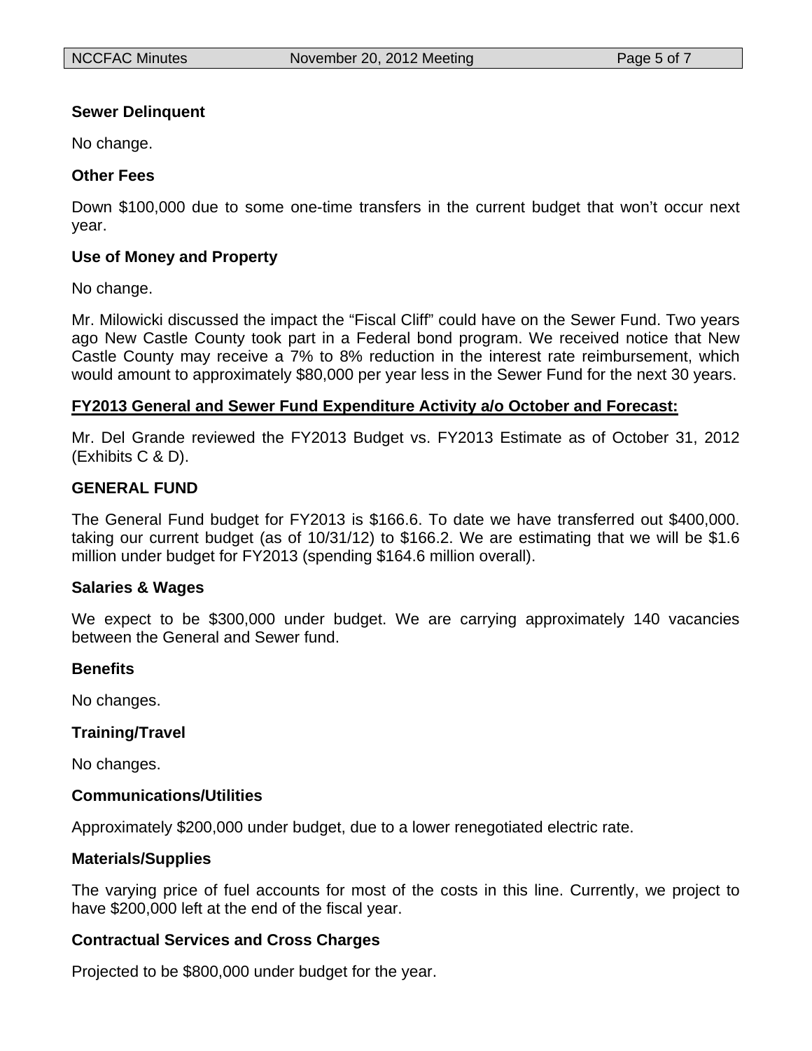**Sewer Delinquent**

No change.

**Other Fees**

Down $100,000 due to some one-time transfers in the current budget that won't occur next year.

**Use of Money and Property**

No change.

Mr. Milowicki discussed the impact the "Fiscal Cliff" could have on the Sewer Fund. Two years ago New Castle County took part in a Federal bond program. We received notice that New Castle County may receive a 7% to 8% reduction in the interest rate reimbursement, which would amount to approximately $80,000 per year less in the Sewer Fund for the next 30 years.

**<u>FY2013 General and Sewer Fund Expenditure Activity a/o October and Forecast:</u>**

Mr. Del Grande reviewed the FY2013 Budget vs. FY2013 Estimate as of October 31, 2012 (Exhibits C & D).

**GENERAL FUND**

The General Fund budget for FY2013 is $166.6. To date we have transferred out $400,000. taking our current budget (as of 10/31/12) to $166.2. We are estimating that we will be $1.6 million under budget for FY2013 (spending $164.6 million overall).

**Salaries & Wages**

We expect to be $300,000 under budget. We are carrying approximately 140 vacancies between the General and Sewer fund.

**Benefits**

No changes.

**Training/Travel**

No changes.

**Communications/Utilities**

Approximately $200,000 under budget, due to a lower renegotiated electric rate.

**Materials/Supplies**

The varying price of fuel accounts for most of the costs in this line. Currently, we project to have $200,000 left at the end of the fiscal year.

**Contractual Services and Cross Charges**

Projected to be $800,000 under budget for the year.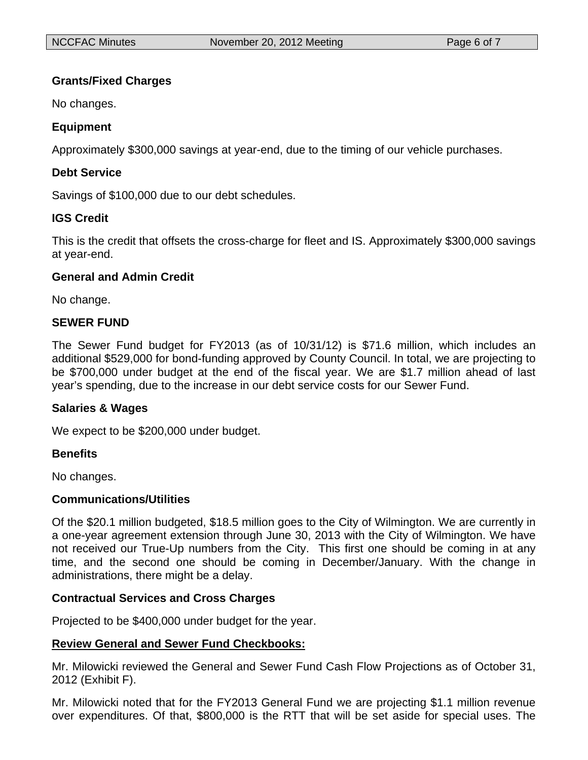**Grants/Fixed Charges**

No changes.

**Equipment**

Approximately $300,000 savings at year-end, due to the timing of our vehicle purchases.

**Debt Service**

Savings of $100,000 due to our debt schedules.

**IGS Credit**

This is the credit that offsets the cross-charge for fleet and IS. Approximately $300,000 savings at year-end.

**General and Admin Credit**

No change.

**SEWER FUND**

The Sewer Fund budget for FY2013 (as of 10/31/12) is $71.6 million, which includes an additional $529,000 for bond-funding approved by County Council. In total, we are projecting to be $700,000 under budget at the end of the fiscal year. We are $1.7 million ahead of last year's spending, due to the increase in our debt service costs for our Sewer Fund.

**Salaries & Wages**

We expect to be $200,000 under budget.

**Benefits**

No changes.

**Communications/Utilities**

Of the $20.1 million budgeted, $18.5 million goes to the City of Wilmington. We are currently in a one-year agreement extension through June 30, 2013 with the City of Wilmington. We have not received our True-Up numbers from the City. This first one should be coming in at any time, and the second one should be coming in December/January. With the change in administrations, there might be a delay.

**Contractual Services and Cross Charges**

Projected to be $400,000 under budget for the year.

**<u>Review General and Sewer Fund Checkbooks:</u>**

Mr. Milowicki reviewed the General and Sewer Fund Cash Flow Projections as of October 31, 2012 (Exhibit F).

Mr. Milowicki noted that for the FY2013 General Fund we are projecting $1.1 million revenue over expenditures. Of that, $800,000 is the RTT that will be set aside for special uses. The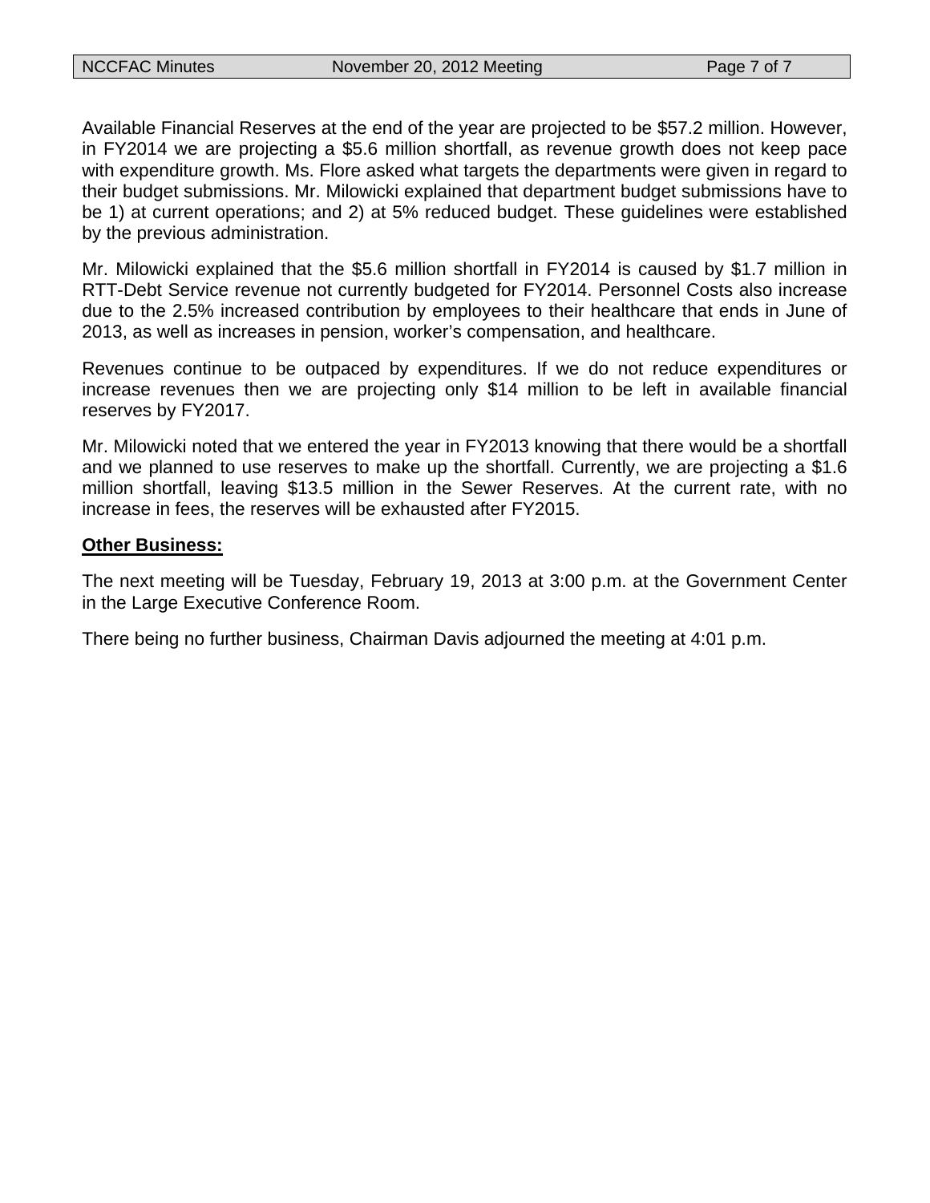Available Financial Reserves at the end of the year are projected to be $57.2 million. However, in FY2014 we are projecting a $5.6 million shortfall, as revenue growth does not keep pace with expenditure growth. Ms. Flore asked what targets the departments were given in regard to their budget submissions. Mr. Milowicki explained that department budget submissions have to be 1) at current operations; and 2) at 5% reduced budget. These guidelines were established by the previous administration.

Mr. Milowicki explained that the $5.6 million shortfall in FY2014 is caused by $1.7 million in RTT-Debt Service revenue not currently budgeted for FY2014. Personnel Costs also increase due to the 2.5% increased contribution by employees to their healthcare that ends in June of 2013, as well as increases in pension, worker's compensation, and healthcare.

Revenues continue to be outpaced by expenditures. If we do not reduce expenditures or increase revenues then we are projecting only $14 million to be left in available financial reserves by FY2017.

Mr. Milowicki noted that we entered the year in FY2013 knowing that there would be a shortfall and we planned to use reserves to make up the shortfall. Currently, we are projecting a $1.6 million shortfall, leaving $13.5 million in the Sewer Reserves. At the current rate, with no increase in fees, the reserves will be exhausted after FY2015.

**Other Business:**

The next meeting will be Tuesday, February 19, 2013 at 3:00 p.m. at the Government Center in the Large Executive Conference Room.

There being no further business, Chairman Davis adjourned the meeting at 4:01 p.m.